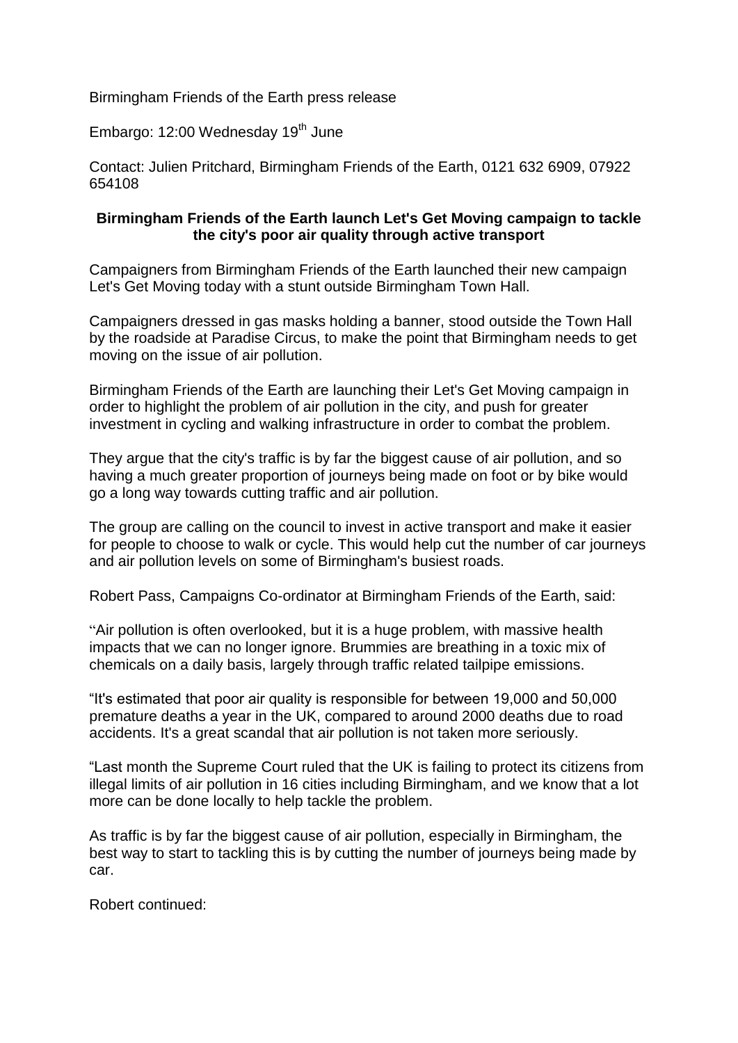Birmingham Friends of the Earth press release

Embargo: 12:00 Wednesday 19th June

Contact: Julien Pritchard, Birmingham Friends of the Earth, 0121 632 6909, 07922 654108

**Birmingham Friends of the Earth launch Let's Get Moving campaign to tackle the city's poor air quality through active transport**

Campaigners from Birmingham Friends of the Earth launched their new campaign Let's Get Moving today with a stunt outside Birmingham Town Hall.

Campaigners dressed in gas masks holding a banner, stood outside the Town Hall by the roadside at Paradise Circus, to make the point that Birmingham needs to get moving on the issue of air pollution.

Birmingham Friends of the Earth are launching their Let's Get Moving campaign in order to highlight the problem of air pollution in the city, and push for greater investment in cycling and walking infrastructure in order to combat the problem.

They argue that the city's traffic is by far the biggest cause of air pollution, and so having a much greater proportion of journeys being made on foot or by bike would go a long way towards cutting traffic and air pollution.

The group are calling on the council to invest in active transport and make it easier for people to choose to walk or cycle. This would help cut the number of car journeys and air pollution levels on some of Birmingham's busiest roads.

Robert Pass, Campaigns Co-ordinator at Birmingham Friends of the Earth, said:

"Air pollution is often overlooked, but it is a huge problem, with massive health impacts that we can no longer ignore. Brummies are breathing in a toxic mix of chemicals on a daily basis, largely through traffic related tailpipe emissions.

"It's estimated that poor air quality is responsible for between 19,000 and 50,000 premature deaths a year in the UK, compared to around 2000 deaths due to road accidents. It's a great scandal that air pollution is not taken more seriously.

"Last month the Supreme Court ruled that the UK is failing to protect its citizens from illegal limits of air pollution in 16 cities including Birmingham, and we know that a lot more can be done locally to help tackle the problem.

As traffic is by far the biggest cause of air pollution, especially in Birmingham, the best way to start to tackling this is by cutting the number of journeys being made by car.

Robert continued: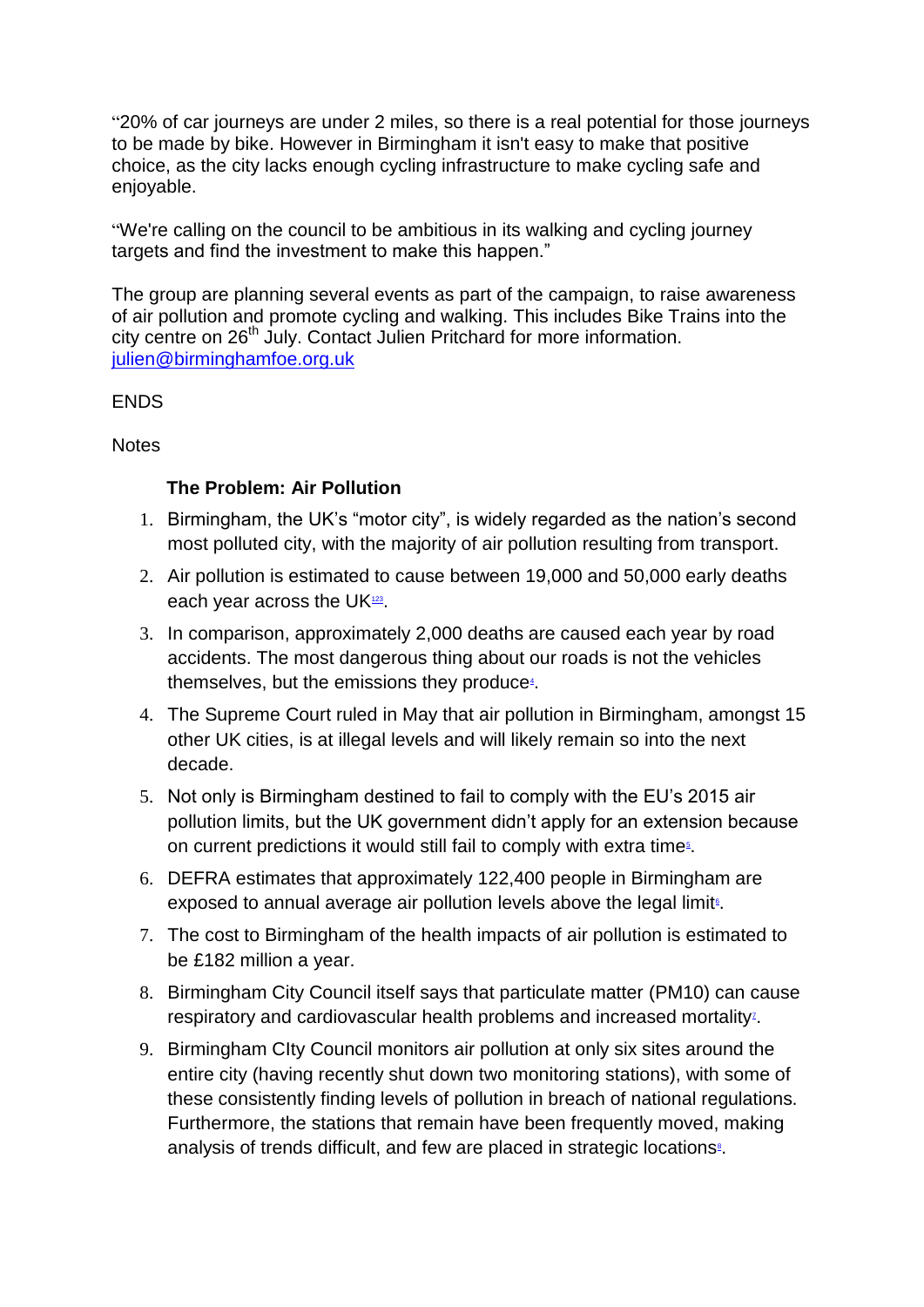"20% of car journeys are under 2 miles, so there is a real potential for those journeys to be made by bike. However in Birmingham it isn't easy to make that positive choice, as the city lacks enough cycling infrastructure to make cycling safe and enjoyable.

"We're calling on the council to be ambitious in its walking and cycling journey targets and find the investment to make this happen."

The group are planning several events as part of the campaign, to raise awareness of air pollution and promote cycling and walking. This includes Bike Trains into the city centre on 26th July. Contact Julien Pritchard for more information. julien@birminghamfoe.org.uk

ENDS

Notes

**The Problem: Air Pollution**

1. Birmingham, the UK's "motor city", is widely regarded as the nation's second most polluted city, with the majority of air pollution resulting from transport.
2. Air pollution is estimated to cause between 19,000 and 50,000 early deaths each year across the UK[123].
3. In comparison, approximately 2,000 deaths are caused each year by road accidents. The most dangerous thing about our roads is not the vehicles themselves, but the emissions they produce[4].
4. The Supreme Court ruled in May that air pollution in Birmingham, amongst 15 other UK cities, is at illegal levels and will likely remain so into the next decade.
5. Not only is Birmingham destined to fail to comply with the EU's 2015 air pollution limits, but the UK government didn't apply for an extension because on current predictions it would still fail to comply with extra time[5].
6. DEFRA estimates that approximately 122,400 people in Birmingham are exposed to annual average air pollution levels above the legal limit[6].
7. The cost to Birmingham of the health impacts of air pollution is estimated to be £182 million a year.
8. Birmingham City Council itself says that particulate matter (PM10) can cause respiratory and cardiovascular health problems and increased mortality[7].
9. Birmingham CIty Council monitors air pollution at only six sites around the entire city (having recently shut down two monitoring stations), with some of these consistently finding levels of pollution in breach of national regulations. Furthermore, the stations that remain have been frequently moved, making analysis of trends difficult, and few are placed in strategic locations[8].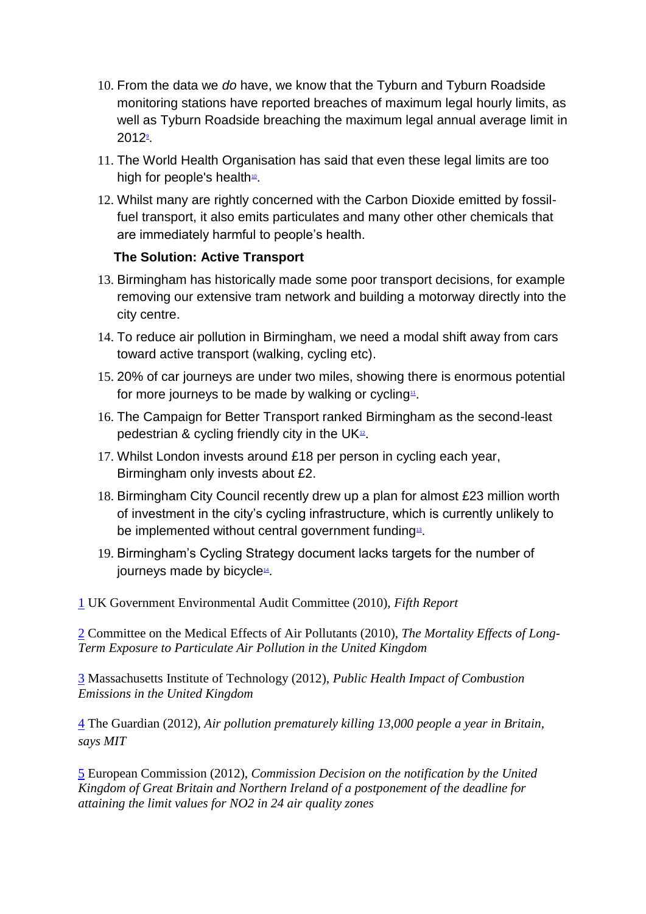10. From the data we *do* have, we know that the Tyburn and Tyburn Roadside monitoring stations have reported breaches of maximum legal hourly limits, as well as Tyburn Roadside breaching the maximum legal annual average limit in 2012[9].

11. The World Health Organisation has said that even these legal limits are too high for people's health[10].

12. Whilst many are rightly concerned with the Carbon Dioxide emitted by fossil-fuel transport, it also emits particulates and many other other chemicals that are immediately harmful to people's health.

**The Solution: Active Transport**

13. Birmingham has historically made some poor transport decisions, for example removing our extensive tram network and building a motorway directly into the city centre.

14. To reduce air pollution in Birmingham, we need a modal shift away from cars toward active transport (walking, cycling etc).

15. 20% of car journeys are under two miles, showing there is enormous potential for more journeys to be made by walking or cycling[11].

16. The Campaign for Better Transport ranked Birmingham as the second-least pedestrian & cycling friendly city in the UK[12].

17. Whilst London invests around £18 per person in cycling each year, Birmingham only invests about £2.

18. Birmingham City Council recently drew up a plan for almost £23 million worth of investment in the city's cycling infrastructure, which is currently unlikely to be implemented without central government funding[13].

19. Birmingham's Cycling Strategy document lacks targets for the number of journeys made by bicycle[14].

1 UK Government Environmental Audit Committee (2010), *Fifth Report*

2 Committee on the Medical Effects of Air Pollutants (2010), *The Mortality Effects of Long-Term Exposure to Particulate Air Pollution in the United Kingdom*

3 Massachusetts Institute of Technology (2012), *Public Health Impact of Combustion Emissions in the United Kingdom*

4 The Guardian (2012), *Air pollution prematurely killing 13,000 people a year in Britain, says MIT*

5 European Commission (2012), *Commission Decision on the notification by the United Kingdom of Great Britain and Northern Ireland of a postponement of the deadline for attaining the limit values for NO2 in 24 air quality zones*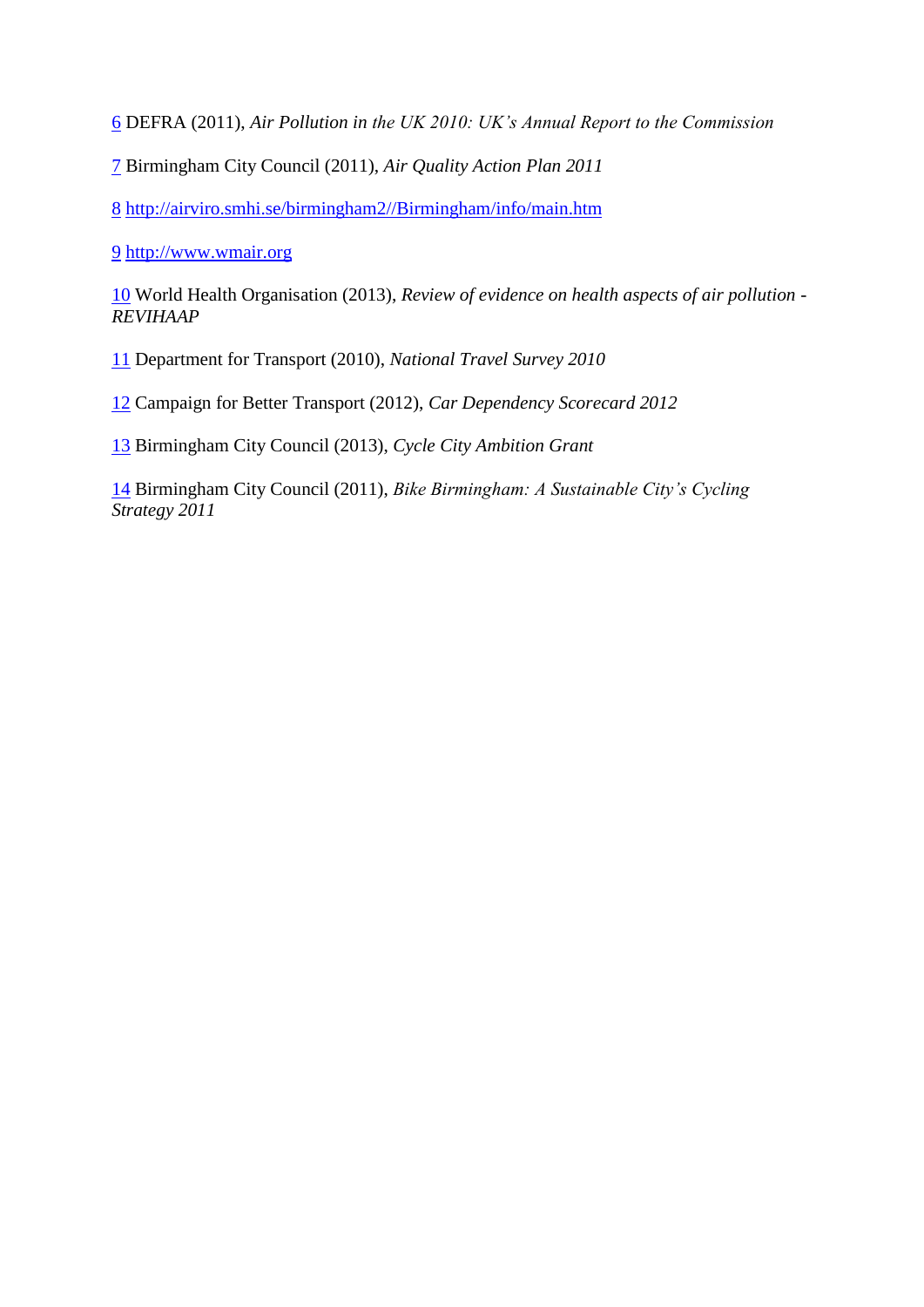6 DEFRA (2011), *Air Pollution in the UK 2010: UK's Annual Report to the Commission*

7 Birmingham City Council (2011), *Air Quality Action Plan 2011*

8 http://airviro.smhi.se/birmingham2//Birmingham/info/main.htm

9 http://www.wmair.org

10 World Health Organisation (2013), *Review of evidence on health aspects of air pollution - REVIHAAP*

11 Department for Transport (2010), *National Travel Survey 2010*

12 Campaign for Better Transport (2012), *Car Dependency Scorecard 2012*

13 Birmingham City Council (2013), *Cycle City Ambition Grant*

14 Birmingham City Council (2011), *Bike Birmingham: A Sustainable City's Cycling Strategy 2011*